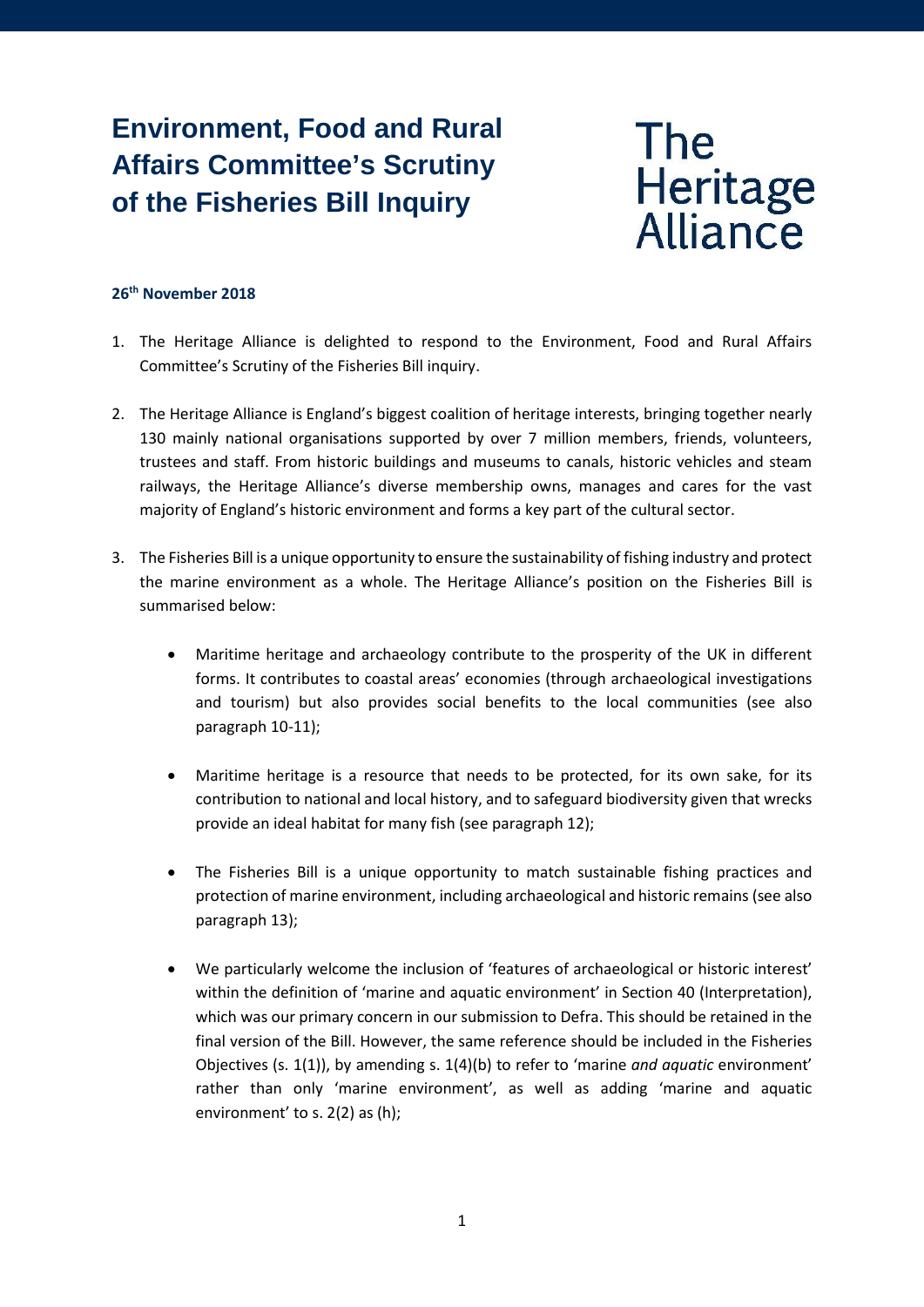# Environment, Food and Rural Affairs Committee's Scrutiny of the Fisheries Bill Inquiry

The Heritage Alliance

**26th November 2018**

1. The Heritage Alliance is delighted to respond to the Environment, Food and Rural Affairs Committee's Scrutiny of the Fisheries Bill inquiry.

2. The Heritage Alliance is England's biggest coalition of heritage interests, bringing together nearly 130 mainly national organisations supported by over 7 million members, friends, volunteers, trustees and staff. From historic buildings and museums to canals, historic vehicles and steam railways, the Heritage Alliance's diverse membership owns, manages and cares for the vast majority of England's historic environment and forms a key part of the cultural sector.

3. The Fisheries Bill is a unique opportunity to ensure the sustainability of fishing industry and protect the marine environment as a whole. The Heritage Alliance's position on the Fisheries Bill is summarised below:

   - Maritime heritage and archaeology contribute to the prosperity of the UK in different forms. It contributes to coastal areas' economies (through archaeological investigations and tourism) but also provides social benefits to the local communities (see also paragraph 10-11);

   - Maritime heritage is a resource that needs to be protected, for its own sake, for its contribution to national and local history, and to safeguard biodiversity given that wrecks provide an ideal habitat for many fish (see paragraph 12);

   - The Fisheries Bill is a unique opportunity to match sustainable fishing practices and protection of marine environment, including archaeological and historic remains (see also paragraph 13);

   - We particularly welcome the inclusion of 'features of archaeological or historic interest' within the definition of 'marine and aquatic environment' in Section 40 (Interpretation), which was our primary concern in our submission to Defra. This should be retained in the final version of the Bill. However, the same reference should be included in the Fisheries Objectives (s. 1(1)), by amending s. 1(4)(b) to refer to 'marine *and aquatic* environment' rather than only 'marine environment', as well as adding 'marine and aquatic environment' to s. 2(2) as (h);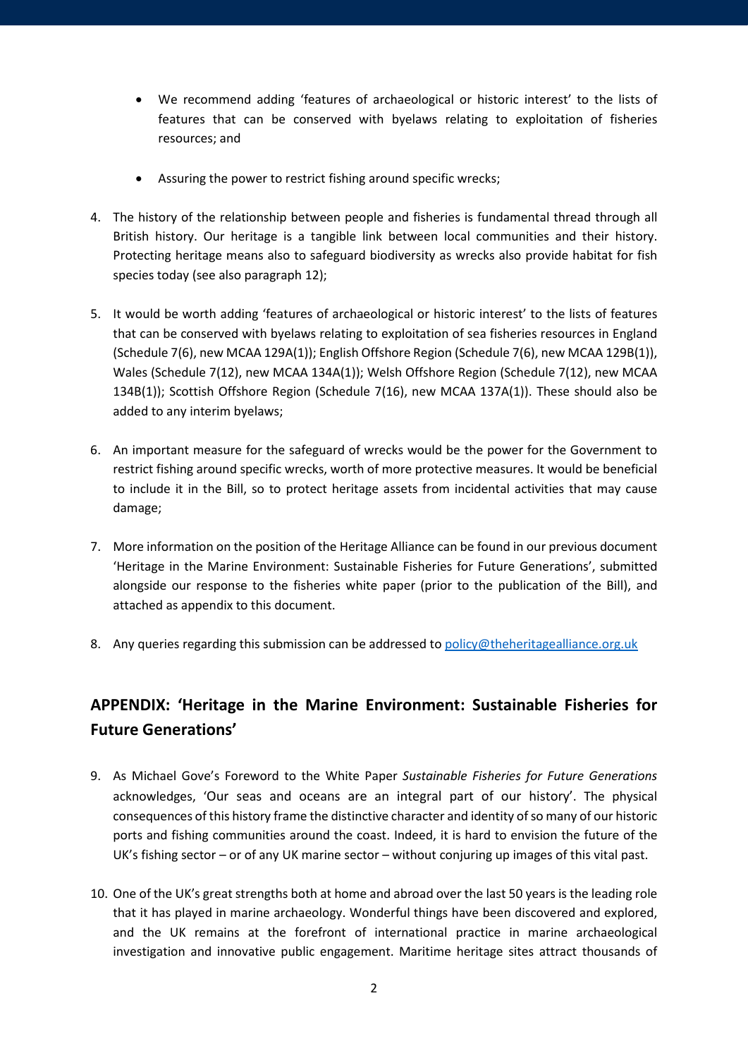- We recommend adding 'features of archaeological or historic interest' to the lists of features that can be conserved with byelaws relating to exploitation of fisheries resources; and
- Assuring the power to restrict fishing around specific wrecks;

4. The history of the relationship between people and fisheries is fundamental thread through all British history. Our heritage is a tangible link between local communities and their history. Protecting heritage means also to safeguard biodiversity as wrecks also provide habitat for fish species today (see also paragraph 12);

5. It would be worth adding 'features of archaeological or historic interest' to the lists of features that can be conserved with byelaws relating to exploitation of sea fisheries resources in England (Schedule 7(6), new MCAA 129A(1)); English Offshore Region (Schedule 7(6), new MCAA 129B(1)), Wales (Schedule 7(12), new MCAA 134A(1)); Welsh Offshore Region (Schedule 7(12), new MCAA 134B(1)); Scottish Offshore Region (Schedule 7(16), new MCAA 137A(1)). These should also be added to any interim byelaws;

6. An important measure for the safeguard of wrecks would be the power for the Government to restrict fishing around specific wrecks, worth of more protective measures. It would be beneficial to include it in the Bill, so to protect heritage assets from incidental activities that may cause damage;

7. More information on the position of the Heritage Alliance can be found in our previous document 'Heritage in the Marine Environment: Sustainable Fisheries for Future Generations', submitted alongside our response to the fisheries white paper (prior to the publication of the Bill), and attached as appendix to this document.

8. Any queries regarding this submission can be addressed to [policy@theheritagealliance.org.uk](mailto:policy@theheritagealliance.org.uk)

## APPENDIX: 'Heritage in the Marine Environment: Sustainable Fisheries for Future Generations'

9. As Michael Gove's Foreword to the White Paper *Sustainable Fisheries for Future Generations* acknowledges, 'Our seas and oceans are an integral part of our history'. The physical consequences of this history frame the distinctive character and identity of so many of our historic ports and fishing communities around the coast. Indeed, it is hard to envision the future of the UK's fishing sector – or of any UK marine sector – without conjuring up images of this vital past.

10. One of the UK's great strengths both at home and abroad over the last 50 years is the leading role that it has played in marine archaeology. Wonderful things have been discovered and explored, and the UK remains at the forefront of international practice in marine archaeological investigation and innovative public engagement. Maritime heritage sites attract thousands of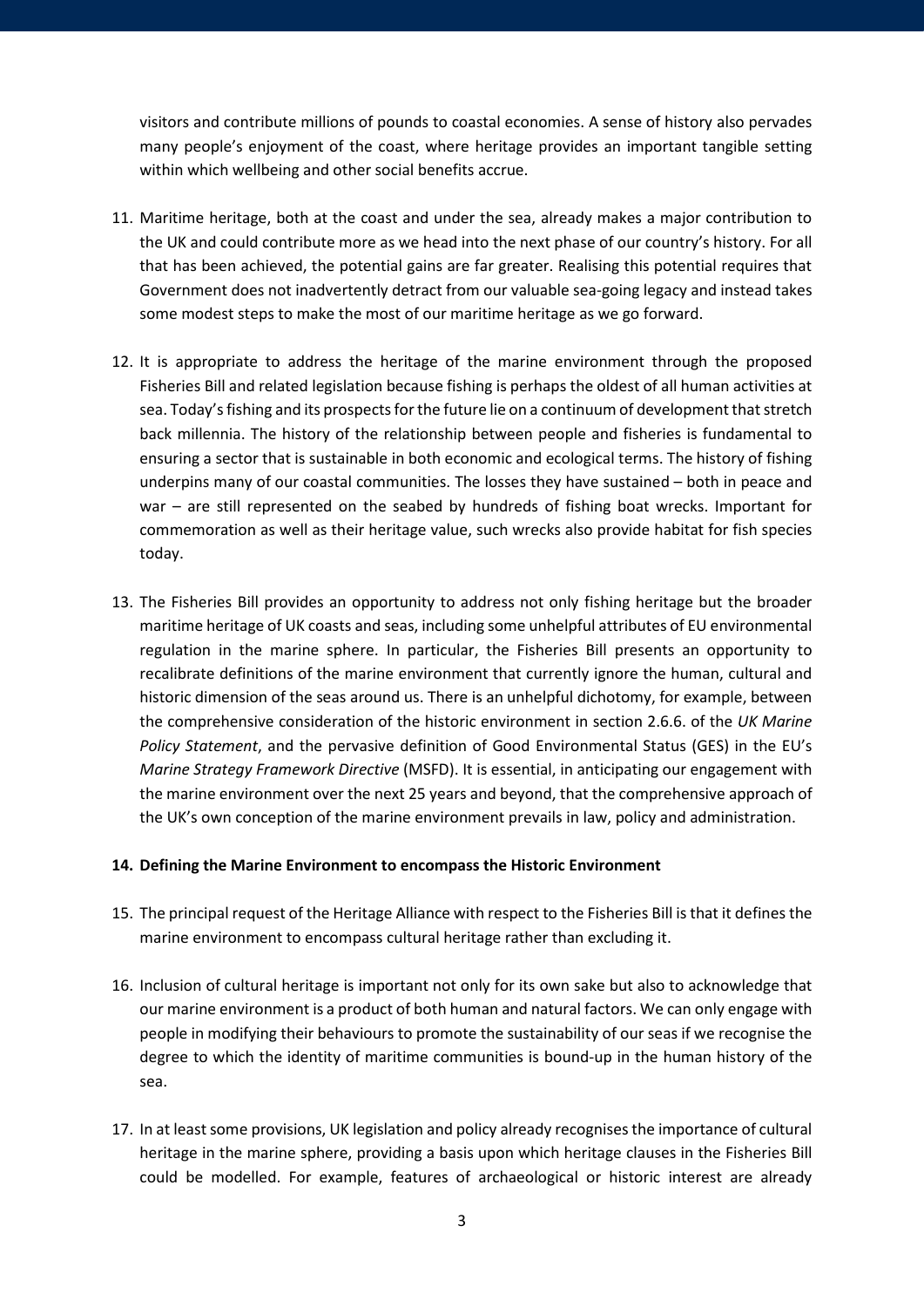visitors and contribute millions of pounds to coastal economies. A sense of history also pervades many people's enjoyment of the coast, where heritage provides an important tangible setting within which wellbeing and other social benefits accrue.

11. Maritime heritage, both at the coast and under the sea, already makes a major contribution to the UK and could contribute more as we head into the next phase of our country's history. For all that has been achieved, the potential gains are far greater. Realising this potential requires that Government does not inadvertently detract from our valuable sea-going legacy and instead takes some modest steps to make the most of our maritime heritage as we go forward.

12. It is appropriate to address the heritage of the marine environment through the proposed Fisheries Bill and related legislation because fishing is perhaps the oldest of all human activities at sea. Today's fishing and its prospects for the future lie on a continuum of development that stretch back millennia. The history of the relationship between people and fisheries is fundamental to ensuring a sector that is sustainable in both economic and ecological terms. The history of fishing underpins many of our coastal communities. The losses they have sustained – both in peace and war – are still represented on the seabed by hundreds of fishing boat wrecks. Important for commemoration as well as their heritage value, such wrecks also provide habitat for fish species today.

13. The Fisheries Bill provides an opportunity to address not only fishing heritage but the broader maritime heritage of UK coasts and seas, including some unhelpful attributes of EU environmental regulation in the marine sphere. In particular, the Fisheries Bill presents an opportunity to recalibrate definitions of the marine environment that currently ignore the human, cultural and historic dimension of the seas around us. There is an unhelpful dichotomy, for example, between the comprehensive consideration of the historic environment in section 2.6.6. of the *UK Marine Policy Statement*, and the pervasive definition of Good Environmental Status (GES) in the EU's *Marine Strategy Framework Directive* (MSFD). It is essential, in anticipating our engagement with the marine environment over the next 25 years and beyond, that the comprehensive approach of the UK's own conception of the marine environment prevails in law, policy and administration.

**14. Defining the Marine Environment to encompass the Historic Environment**

15. The principal request of the Heritage Alliance with respect to the Fisheries Bill is that it defines the marine environment to encompass cultural heritage rather than excluding it.

16. Inclusion of cultural heritage is important not only for its own sake but also to acknowledge that our marine environment is a product of both human and natural factors. We can only engage with people in modifying their behaviours to promote the sustainability of our seas if we recognise the degree to which the identity of maritime communities is bound-up in the human history of the sea.

17. In at least some provisions, UK legislation and policy already recognises the importance of cultural heritage in the marine sphere, providing a basis upon which heritage clauses in the Fisheries Bill could be modelled. For example, features of archaeological or historic interest are already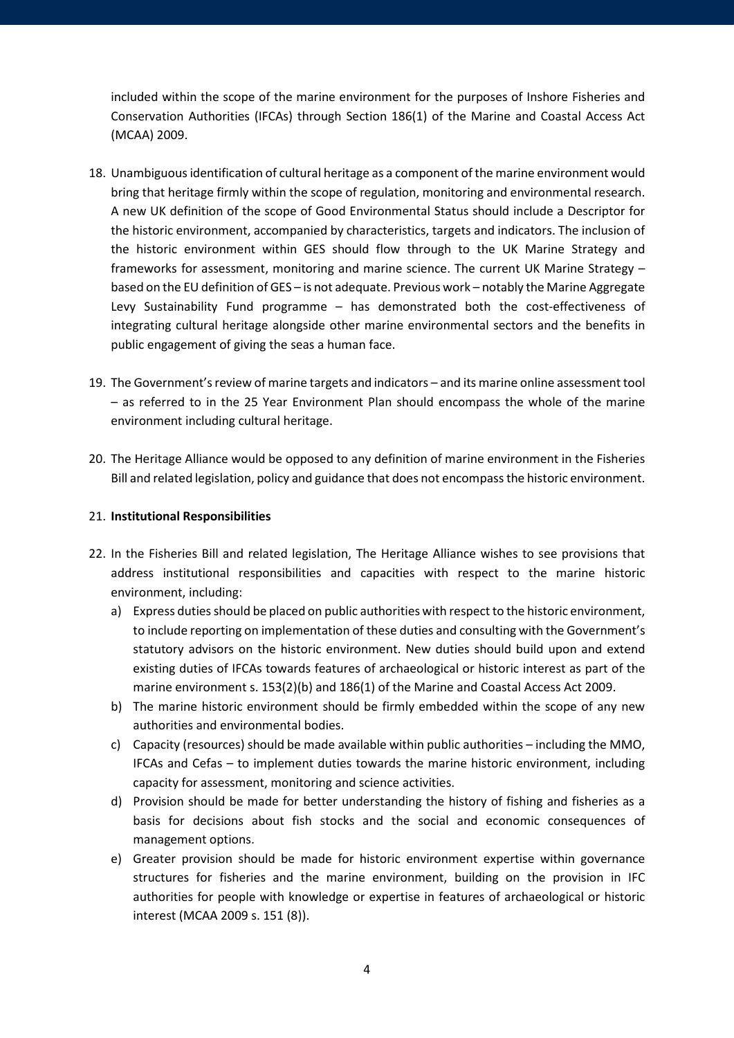included within the scope of the marine environment for the purposes of Inshore Fisheries and Conservation Authorities (IFCAs) through Section 186(1) of the Marine and Coastal Access Act (MCAA) 2009.

18. Unambiguous identification of cultural heritage as a component of the marine environment would bring that heritage firmly within the scope of regulation, monitoring and environmental research. A new UK definition of the scope of Good Environmental Status should include a Descriptor for the historic environment, accompanied by characteristics, targets and indicators. The inclusion of the historic environment within GES should flow through to the UK Marine Strategy and frameworks for assessment, monitoring and marine science. The current UK Marine Strategy – based on the EU definition of GES – is not adequate. Previous work – notably the Marine Aggregate Levy Sustainability Fund programme – has demonstrated both the cost-effectiveness of integrating cultural heritage alongside other marine environmental sectors and the benefits in public engagement of giving the seas a human face.

19. The Government's review of marine targets and indicators – and its marine online assessment tool – as referred to in the 25 Year Environment Plan should encompass the whole of the marine environment including cultural heritage.

20. The Heritage Alliance would be opposed to any definition of marine environment in the Fisheries Bill and related legislation, policy and guidance that does not encompass the historic environment.

21. **Institutional Responsibilities**

22. In the Fisheries Bill and related legislation, The Heritage Alliance wishes to see provisions that address institutional responsibilities and capacities with respect to the marine historic environment, including:
    a) Express duties should be placed on public authorities with respect to the historic environment, to include reporting on implementation of these duties and consulting with the Government's statutory advisors on the historic environment. New duties should build upon and extend existing duties of IFCAs towards features of archaeological or historic interest as part of the marine environment s. 153(2)(b) and 186(1) of the Marine and Coastal Access Act 2009.
    b) The marine historic environment should be firmly embedded within the scope of any new authorities and environmental bodies.
    c) Capacity (resources) should be made available within public authorities – including the MMO, IFCAs and Cefas – to implement duties towards the marine historic environment, including capacity for assessment, monitoring and science activities.
    d) Provision should be made for better understanding the history of fishing and fisheries as a basis for decisions about fish stocks and the social and economic consequences of management options.
    e) Greater provision should be made for historic environment expertise within governance structures for fisheries and the marine environment, building on the provision in IFC authorities for people with knowledge or expertise in features of archaeological or historic interest (MCAA 2009 s. 151 (8)).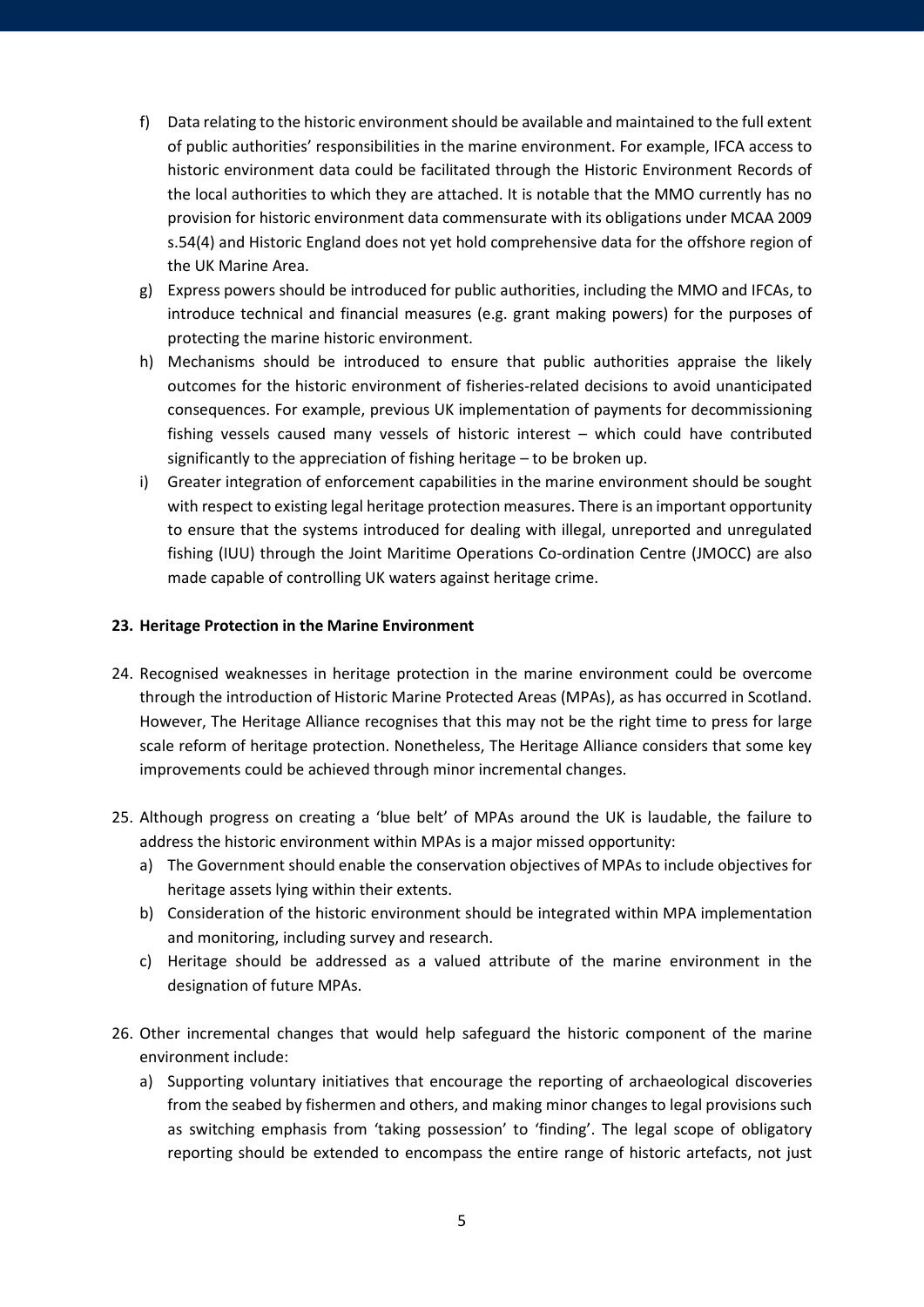f) Data relating to the historic environment should be available and maintained to the full extent of public authorities' responsibilities in the marine environment. For example, IFCA access to historic environment data could be facilitated through the Historic Environment Records of the local authorities to which they are attached. It is notable that the MMO currently has no provision for historic environment data commensurate with its obligations under MCAA 2009 s.54(4) and Historic England does not yet hold comprehensive data for the offshore region of the UK Marine Area.

g) Express powers should be introduced for public authorities, including the MMO and IFCAs, to introduce technical and financial measures (e.g. grant making powers) for the purposes of protecting the marine historic environment.

h) Mechanisms should be introduced to ensure that public authorities appraise the likely outcomes for the historic environment of fisheries-related decisions to avoid unanticipated consequences. For example, previous UK implementation of payments for decommissioning fishing vessels caused many vessels of historic interest – which could have contributed significantly to the appreciation of fishing heritage – to be broken up.

i) Greater integration of enforcement capabilities in the marine environment should be sought with respect to existing legal heritage protection measures. There is an important opportunity to ensure that the systems introduced for dealing with illegal, unreported and unregulated fishing (IUU) through the Joint Maritime Operations Co-ordination Centre (JMOCC) are also made capable of controlling UK waters against heritage crime.

**23. Heritage Protection in the Marine Environment**

24. Recognised weaknesses in heritage protection in the marine environment could be overcome through the introduction of Historic Marine Protected Areas (MPAs), as has occurred in Scotland. However, The Heritage Alliance recognises that this may not be the right time to press for large scale reform of heritage protection. Nonetheless, The Heritage Alliance considers that some key improvements could be achieved through minor incremental changes.

25. Although progress on creating a 'blue belt' of MPAs around the UK is laudable, the failure to address the historic environment within MPAs is a major missed opportunity:
   a) The Government should enable the conservation objectives of MPAs to include objectives for heritage assets lying within their extents.
   b) Consideration of the historic environment should be integrated within MPA implementation and monitoring, including survey and research.
   c) Heritage should be addressed as a valued attribute of the marine environment in the designation of future MPAs.

26. Other incremental changes that would help safeguard the historic component of the marine environment include:
   a) Supporting voluntary initiatives that encourage the reporting of archaeological discoveries from the seabed by fishermen and others, and making minor changes to legal provisions such as switching emphasis from 'taking possession' to 'finding'. The legal scope of obligatory reporting should be extended to encompass the entire range of historic artefacts, not just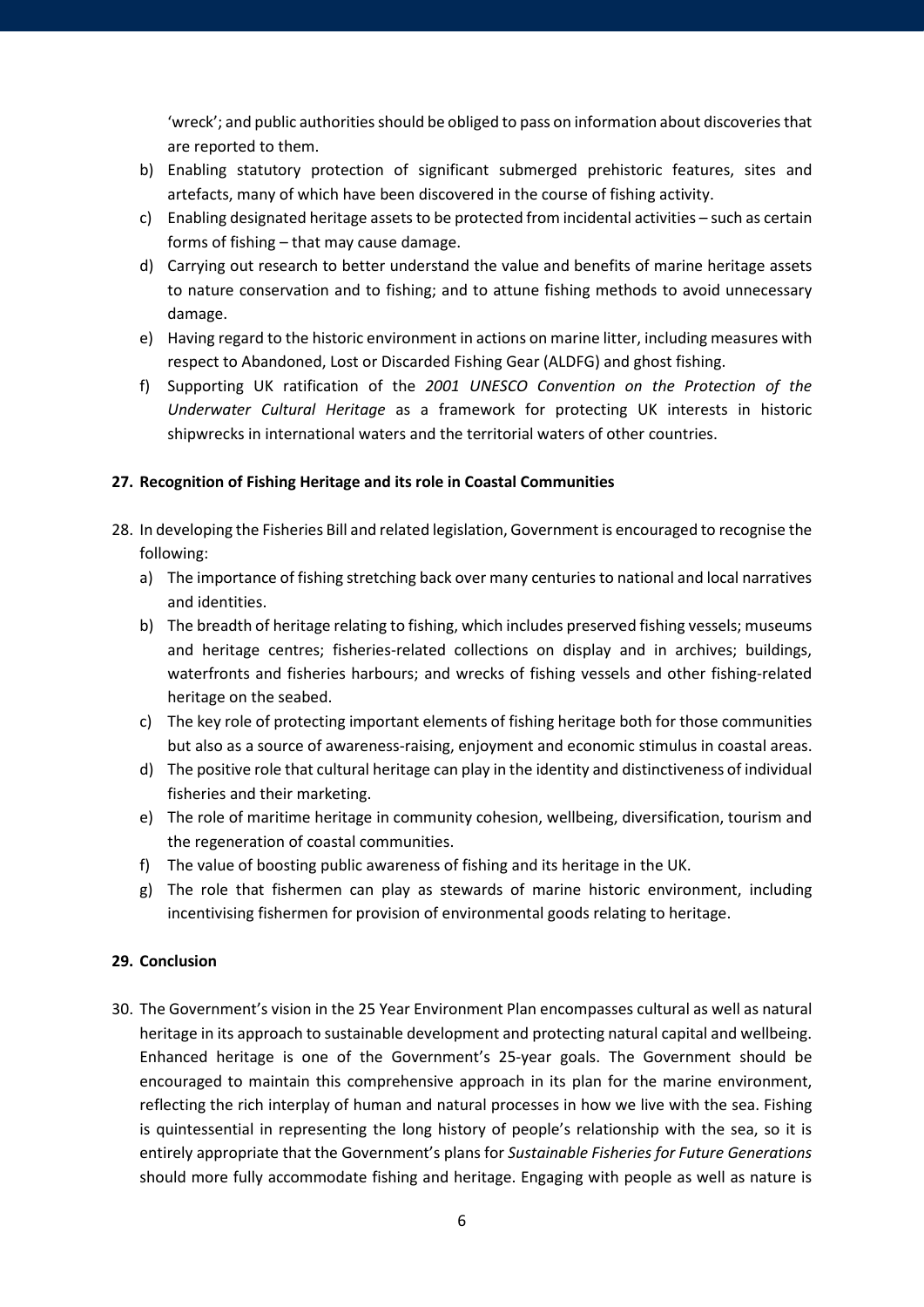'wreck'; and public authorities should be obliged to pass on information about discoveries that are reported to them.

b) Enabling statutory protection of significant submerged prehistoric features, sites and artefacts, many of which have been discovered in the course of fishing activity.

c) Enabling designated heritage assets to be protected from incidental activities – such as certain forms of fishing – that may cause damage.

d) Carrying out research to better understand the value and benefits of marine heritage assets to nature conservation and to fishing; and to attune fishing methods to avoid unnecessary damage.

e) Having regard to the historic environment in actions on marine litter, including measures with respect to Abandoned, Lost or Discarded Fishing Gear (ALDFG) and ghost fishing.

f) Supporting UK ratification of the *2001 UNESCO Convention on the Protection of the Underwater Cultural Heritage* as a framework for protecting UK interests in historic shipwrecks in international waters and the territorial waters of other countries.

**27. Recognition of Fishing Heritage and its role in Coastal Communities**

28. In developing the Fisheries Bill and related legislation, Government is encouraged to recognise the following:

    a) The importance of fishing stretching back over many centuries to national and local narratives and identities.

    b) The breadth of heritage relating to fishing, which includes preserved fishing vessels; museums and heritage centres; fisheries-related collections on display and in archives; buildings, waterfronts and fisheries harbours; and wrecks of fishing vessels and other fishing-related heritage on the seabed.

    c) The key role of protecting important elements of fishing heritage both for those communities but also as a source of awareness-raising, enjoyment and economic stimulus in coastal areas.

    d) The positive role that cultural heritage can play in the identity and distinctiveness of individual fisheries and their marketing.

    e) The role of maritime heritage in community cohesion, wellbeing, diversification, tourism and the regeneration of coastal communities.

    f) The value of boosting public awareness of fishing and its heritage in the UK.

    g) The role that fishermen can play as stewards of marine historic environment, including incentivising fishermen for provision of environmental goods relating to heritage.

**29. Conclusion**

30. The Government's vision in the 25 Year Environment Plan encompasses cultural as well as natural heritage in its approach to sustainable development and protecting natural capital and wellbeing. Enhanced heritage is one of the Government's 25-year goals. The Government should be encouraged to maintain this comprehensive approach in its plan for the marine environment, reflecting the rich interplay of human and natural processes in how we live with the sea. Fishing is quintessential in representing the long history of people's relationship with the sea, so it is entirely appropriate that the Government's plans for *Sustainable Fisheries for Future Generations* should more fully accommodate fishing and heritage. Engaging with people as well as nature is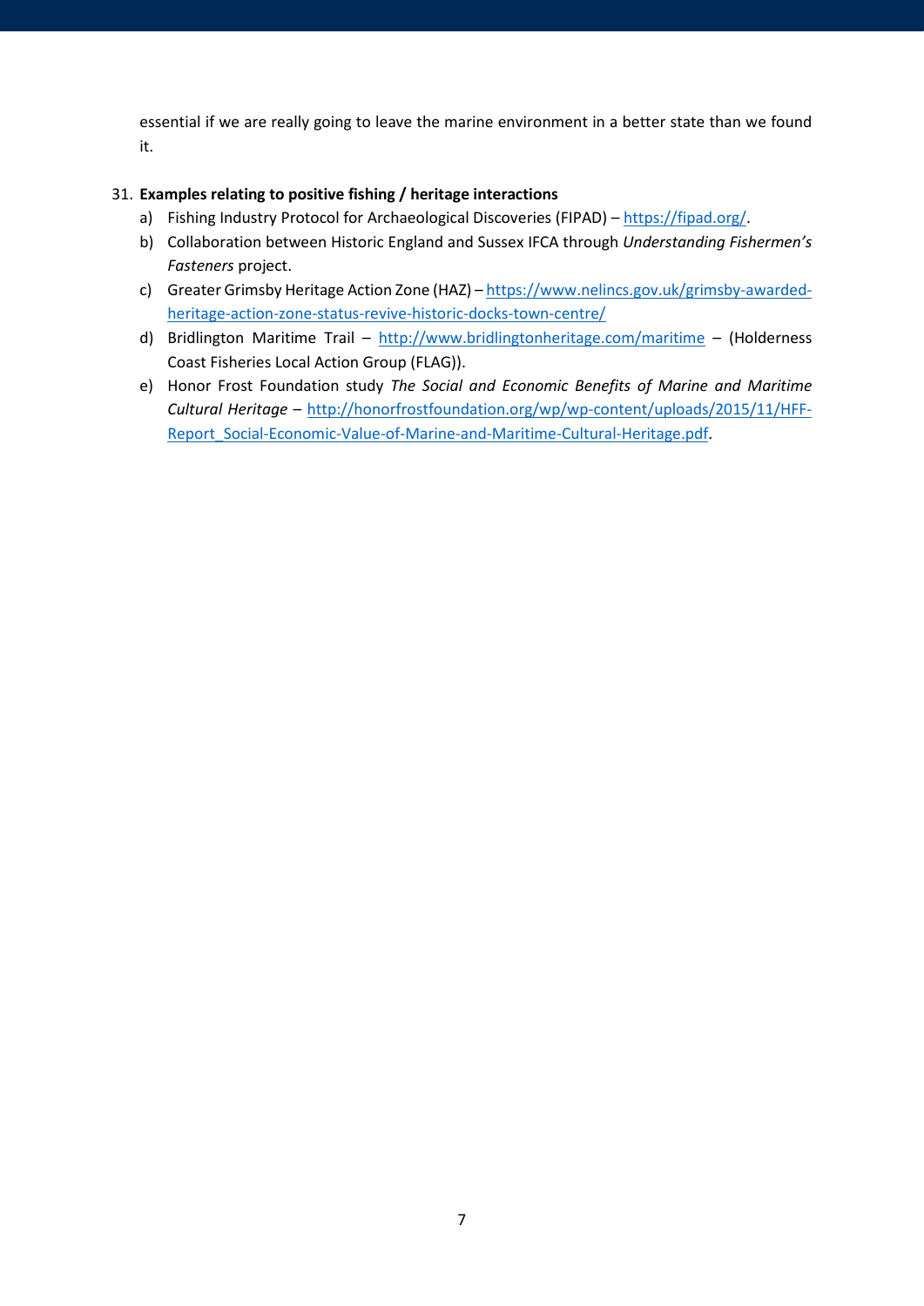essential if we are really going to leave the marine environment in a better state than we found it.

31. **Examples relating to positive fishing / heritage interactions**
    a) Fishing Industry Protocol for Archaeological Discoveries (FIPAD) – https://fipad.org/.
    b) Collaboration between Historic England and Sussex IFCA through *Understanding Fishermen's Fasteners* project.
    c) Greater Grimsby Heritage Action Zone (HAZ) – https://www.nelincs.gov.uk/grimsby-awarded-heritage-action-zone-status-revive-historic-docks-town-centre/
    d) Bridlington Maritime Trail – http://www.bridlingtonheritage.com/maritime – (Holderness Coast Fisheries Local Action Group (FLAG)).
    e) Honor Frost Foundation study *The Social and Economic Benefits of Marine and Maritime Cultural Heritage* – http://honorfrostfoundation.org/wp/wp-content/uploads/2015/11/HFF-Report_Social-Economic-Value-of-Marine-and-Maritime-Cultural-Heritage.pdf.